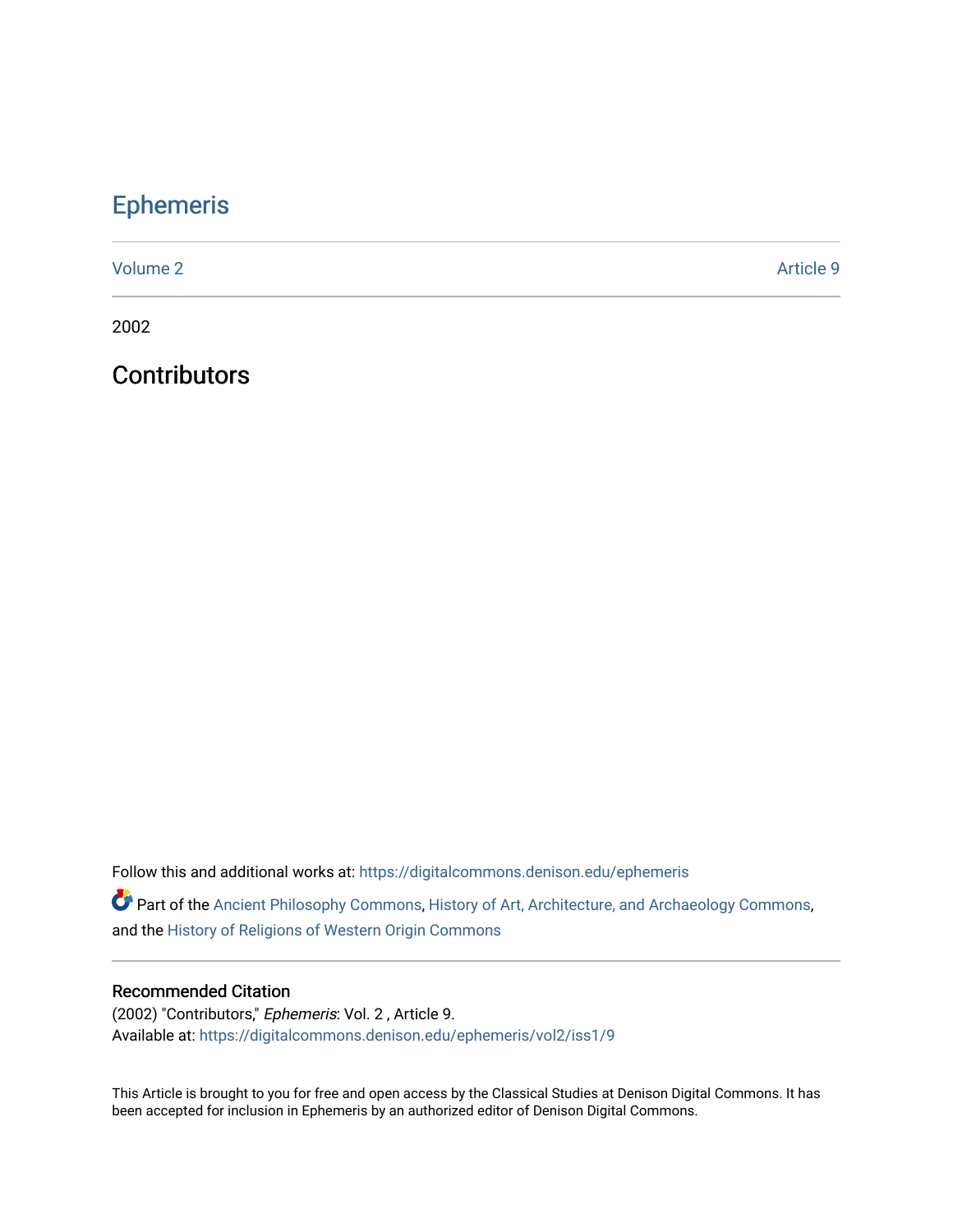# Ephemeris

Volume 2 | Article 9

2002

## Contributors

Follow this and additional works at: https://digitalcommons.denison.edu/ephemeris

Part of the Ancient Philosophy Commons, History of Art, Architecture, and Archaeology Commons, and the History of Religions of Western Origin Commons

### Recommended Citation

(2002) "Contributors," *Ephemeris*: Vol. 2 , Article 9.
Available at: https://digitalcommons.denison.edu/ephemeris/vol2/iss1/9

This Article is brought to you for free and open access by the Classical Studies at Denison Digital Commons. It has been accepted for inclusion in Ephemeris by an authorized editor of Denison Digital Commons.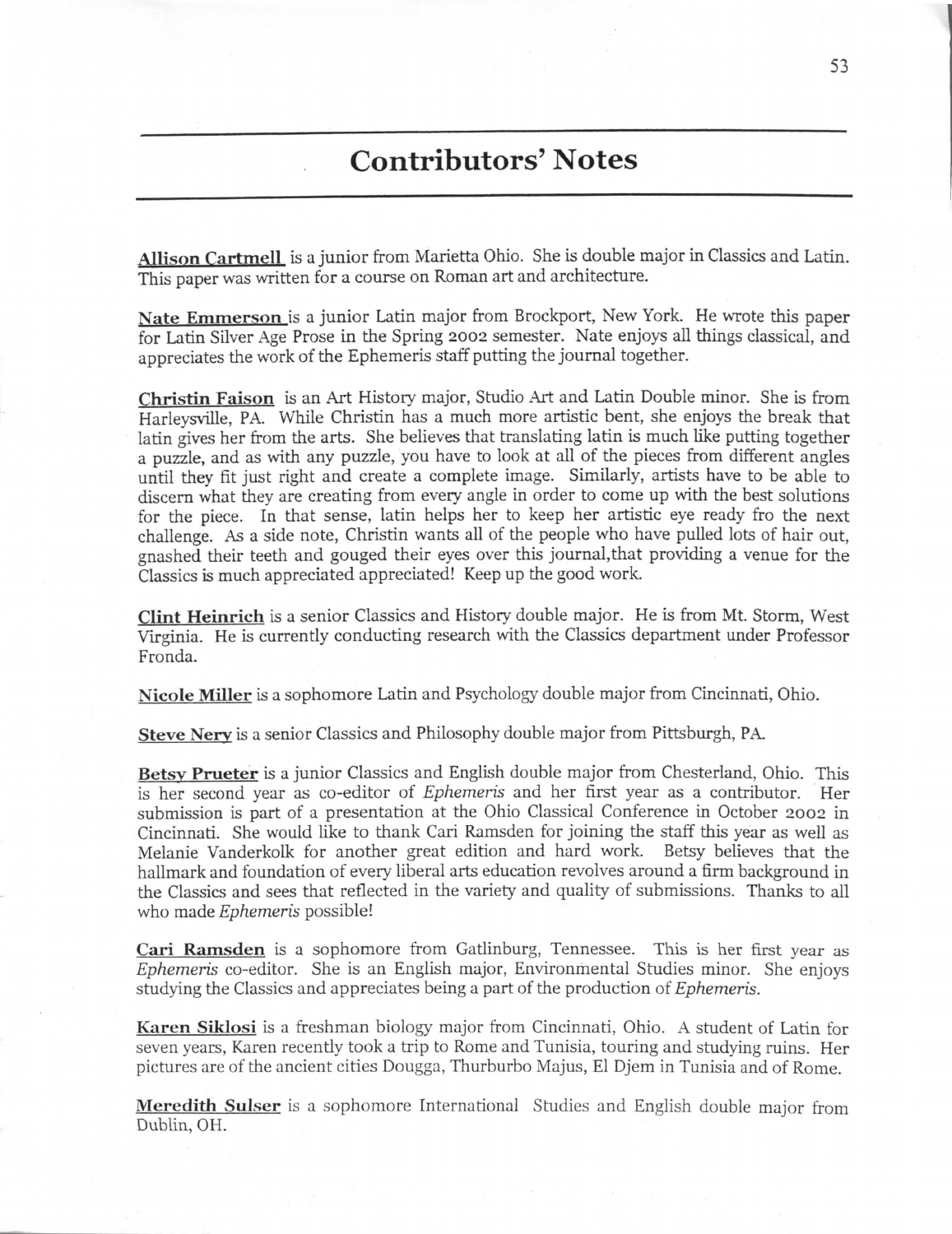# Contributors' Notes

**Allison Cartmell** is a junior from Marietta Ohio. She is double major in Classics and Latin. This paper was written for a course on Roman art and architecture.

**Nate Emmerson** is a junior Latin major from Brockport, New York. He wrote this paper for Latin Silver Age Prose in the Spring 2002 semester. Nate enjoys all things classical, and appreciates the work of the Ephemeris staff putting the journal together.

**Christin Faison** is an Art History major, Studio Art and Latin Double minor. She is from Harleysville, PA. While Christin has a much more artistic bent, she enjoys the break that latin gives her from the arts. She believes that translating latin is much like putting together a puzzle, and as with any puzzle, you have to look at all of the pieces from different angles until they fit just right and create a complete image. Similarly, artists have to be able to discern what they are creating from every angle in order to come up with the best solutions for the piece. In that sense, latin helps her to keep her artistic eye ready fro the next challenge. As a side note, Christin wants all of the people who have pulled lots of hair out, gnashed their teeth and gouged their eyes over this journal,that providing a venue for the Classics is much appreciated appreciated! Keep up the good work.

**Clint Heinrich** is a senior Classics and History double major. He is from Mt. Storm, West Virginia. He is currently conducting research with the Classics department under Professor Fronda.

**Nicole Miller** is a sophomore Latin and Psychology double major from Cincinnati, Ohio.

**Steve Nery** is a senior Classics and Philosophy double major from Pittsburgh, PA.

**Betsy Prueter** is a junior Classics and English double major from Chesterland, Ohio. This is her second year as co-editor of *Ephemeris* and her first year as a contributor. Her submission is part of a presentation at the Ohio Classical Conference in October 2002 in Cincinnati. She would like to thank Cari Ramsden for joining the staff this year as well as Melanie Vanderkolk for another great edition and hard work. Betsy believes that the hallmark and foundation of every liberal arts education revolves around a firm background in the Classics and sees that reflected in the variety and quality of submissions. Thanks to all who made *Ephemeris* possible!

**Cari Ramsden** is a sophomore from Gatlinburg, Tennessee. This is her first year as *Ephemeris* co-editor. She is an English major, Environmental Studies minor. She enjoys studying the Classics and appreciates being a part of the production of *Ephemeris*.

**Karen Siklosi** is a freshman biology major from Cincinnati, Ohio. A student of Latin for seven years, Karen recently took a trip to Rome and Tunisia, touring and studying ruins. Her pictures are of the ancient cities Dougga, Thurburbo Majus, El Djem in Tunisia and of Rome.

**Meredith Sulser** is a sophomore International Studies and English double major from Dublin, OH.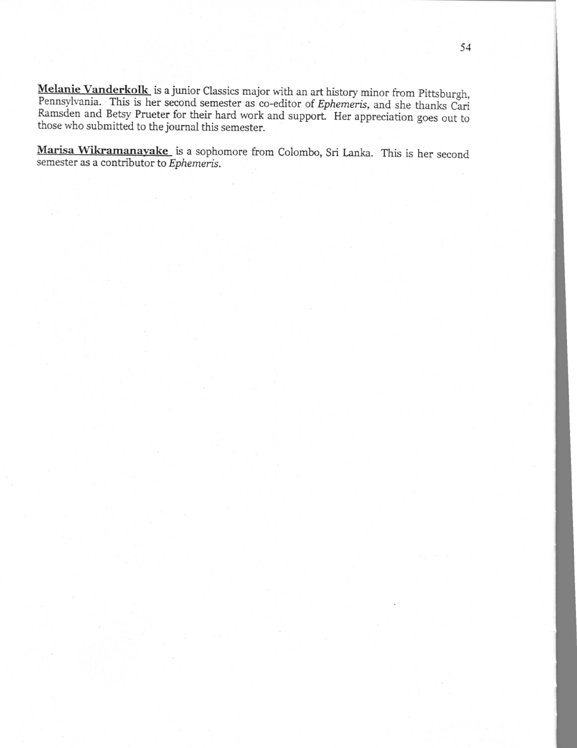**Melanie Vanderkolk** is a junior Classics major with an art history minor from Pittsburgh, Pennsylvania. This is her second semester as co-editor of *Ephemeris*, and she thanks Cari Ramsden and Betsy Prueter for their hard work and support. Her appreciation goes out to those who submitted to the journal this semester.

**Marisa Wikramanayake** is a sophomore from Colombo, Sri Lanka. This is her second semester as a contributor to *Ephemeris*.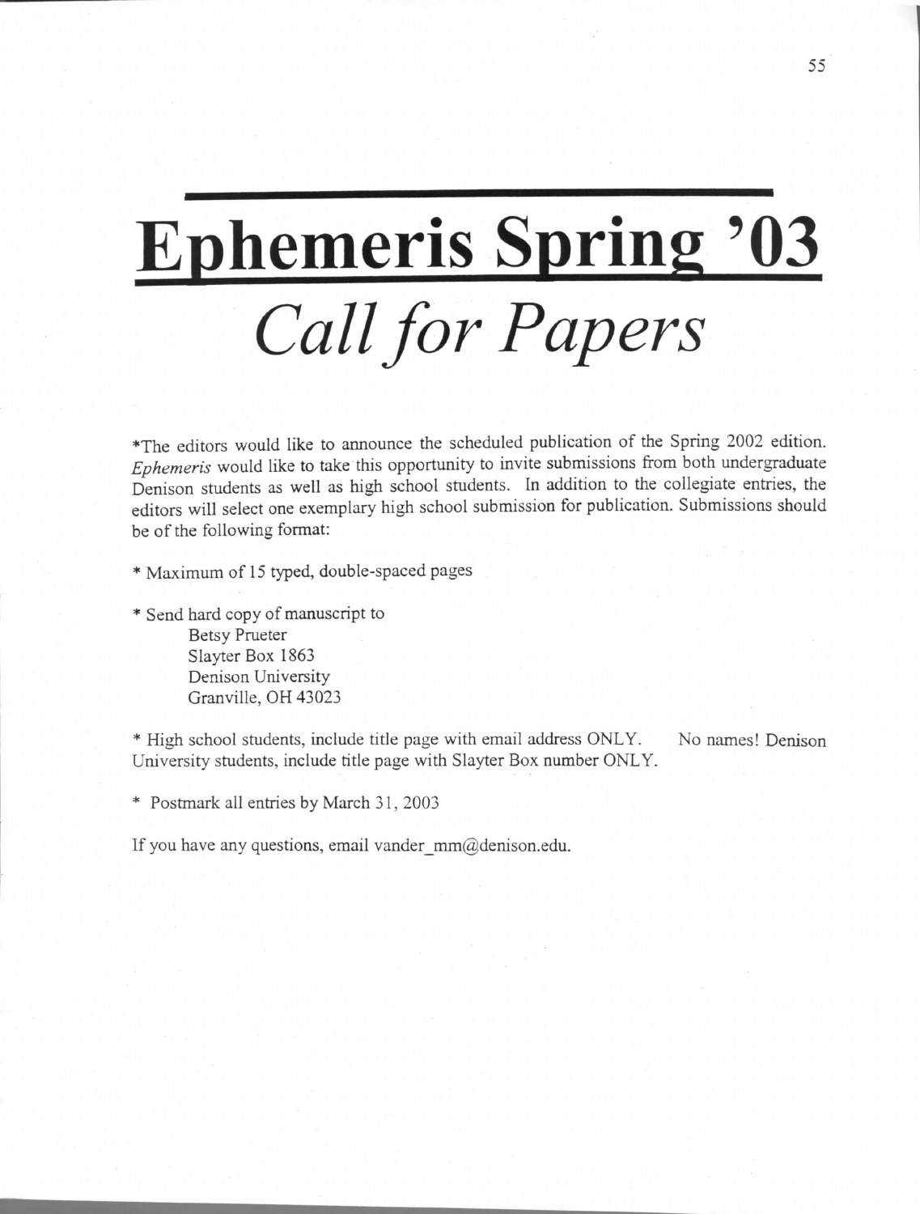# Ephemeris Spring '03

## *Call for Papers*

*The editors would like to announce the scheduled publication of the Spring 2002 edition. *Ephemeris* would like to take this opportunity to invite submissions from both undergraduate Denison students as well as high school students. In addition to the collegiate entries, the editors will select one exemplary high school submission for publication. Submissions should be of the following format:

* Maximum of 15 typed, double-spaced pages

* Send hard copy of manuscript to
  Betsy Prueter
  Slayter Box 1863
  Denison University
  Granville, OH 43023

* High school students, include title page with email address ONLY. No names! Denison University students, include title page with Slayter Box number ONLY.

* Postmark all entries by March 31, 2003

If you have any questions, email vander_mm@denison.edu.